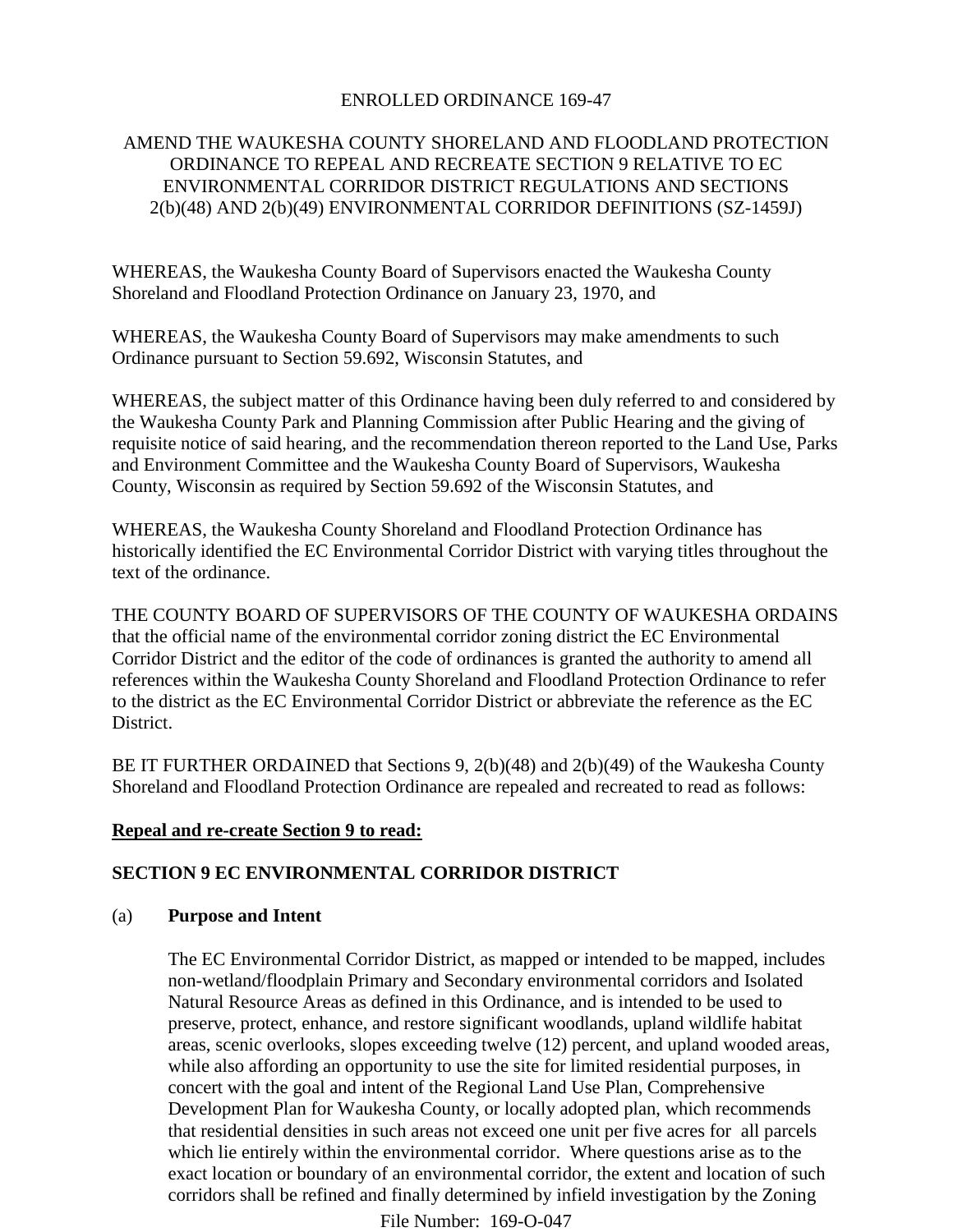ENROLLED ORDINANCE 169-47

AMEND THE WAUKESHA COUNTY SHORELAND AND FLOODLAND PROTECTION ORDINANCE TO REPEAL AND RECREATE SECTION 9 RELATIVE TO EC ENVIRONMENTAL CORRIDOR DISTRICT REGULATIONS AND SECTIONS 2(b)(48) AND 2(b)(49) ENVIRONMENTAL CORRIDOR DEFINITIONS (SZ-1459J)

WHEREAS, the Waukesha County Board of Supervisors enacted the Waukesha County Shoreland and Floodland Protection Ordinance on January 23, 1970, and

WHEREAS, the Waukesha County Board of Supervisors may make amendments to such Ordinance pursuant to Section 59.692, Wisconsin Statutes, and

WHEREAS, the subject matter of this Ordinance having been duly referred to and considered by the Waukesha County Park and Planning Commission after Public Hearing and the giving of requisite notice of said hearing, and the recommendation thereon reported to the Land Use, Parks and Environment Committee and the Waukesha County Board of Supervisors, Waukesha County, Wisconsin as required by Section 59.692 of the Wisconsin Statutes, and

WHEREAS, the Waukesha County Shoreland and Floodland Protection Ordinance has historically identified the EC Environmental Corridor District with varying titles throughout the text of the ordinance.

THE COUNTY BOARD OF SUPERVISORS OF THE COUNTY OF WAUKESHA ORDAINS that the official name of the environmental corridor zoning district the EC Environmental Corridor District and the editor of the code of ordinances is granted the authority to amend all references within the Waukesha County Shoreland and Floodland Protection Ordinance to refer to the district as the EC Environmental Corridor District or abbreviate the reference as the EC District.

BE IT FURTHER ORDAINED that Sections 9, 2(b)(48) and 2(b)(49) of the Waukesha County Shoreland and Floodland Protection Ordinance are repealed and recreated to read as follows:

**Repeal and re-create Section 9 to read:**

**SECTION 9 EC ENVIRONMENTAL CORRIDOR DISTRICT**

(a) **Purpose and Intent**

The EC Environmental Corridor District, as mapped or intended to be mapped, includes non-wetland/floodplain Primary and Secondary environmental corridors and Isolated Natural Resource Areas as defined in this Ordinance, and is intended to be used to preserve, protect, enhance, and restore significant woodlands, upland wildlife habitat areas, scenic overlooks, slopes exceeding twelve (12) percent, and upland wooded areas, while also affording an opportunity to use the site for limited residential purposes, in concert with the goal and intent of the Regional Land Use Plan, Comprehensive Development Plan for Waukesha County, or locally adopted plan, which recommends that residential densities in such areas not exceed one unit per five acres for all parcels which lie entirely within the environmental corridor. Where questions arise as to the exact location or boundary of an environmental corridor, the extent and location of such corridors shall be refined and finally determined by infield investigation by the Zoning

File Number: 169-O-047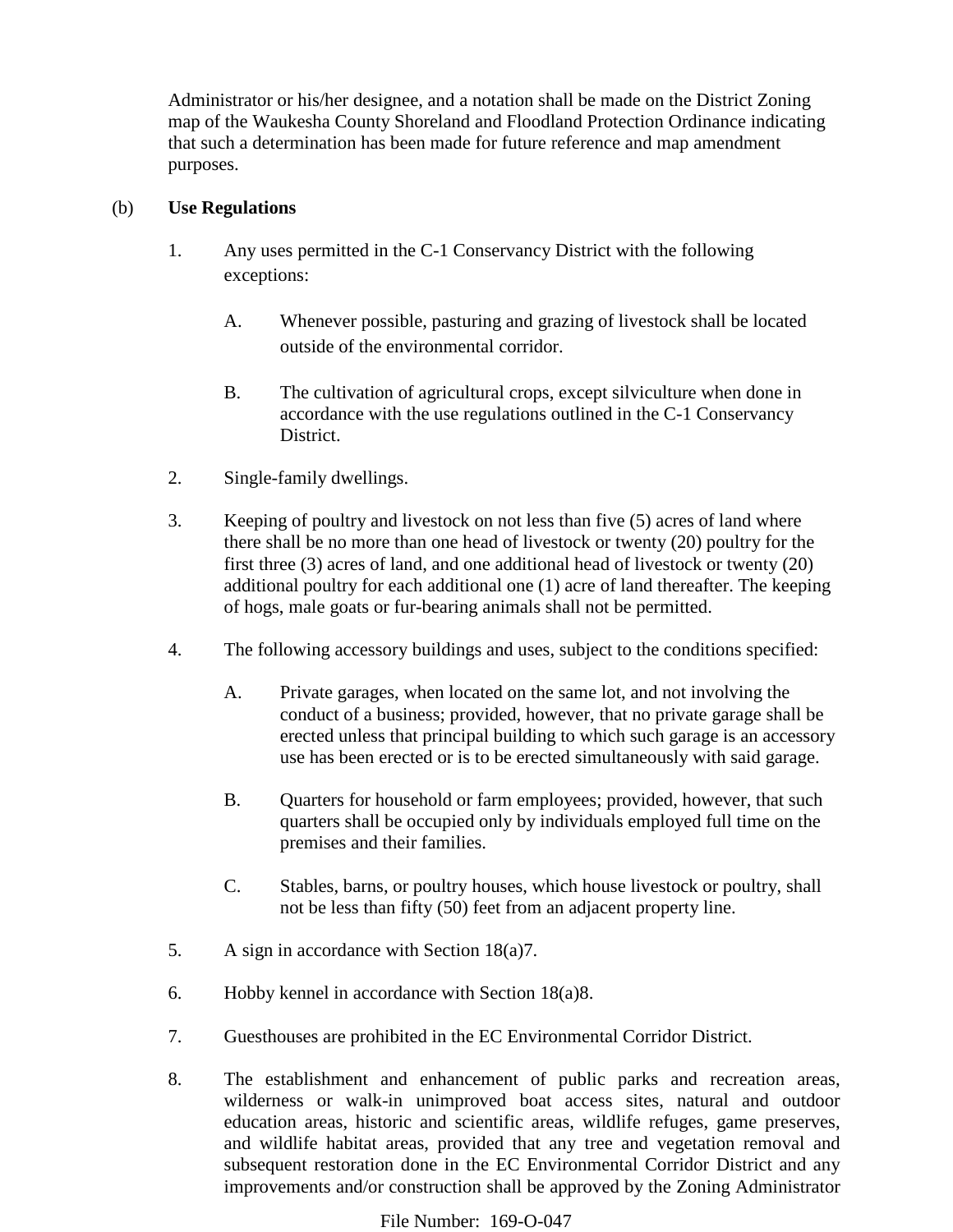Administrator or his/her designee, and a notation shall be made on the District Zoning map of the Waukesha County Shoreland and Floodland Protection Ordinance indicating that such a determination has been made for future reference and map amendment purposes.

(b) **Use Regulations**

1. Any uses permitted in the C-1 Conservancy District with the following exceptions:

   A. Whenever possible, pasturing and grazing of livestock shall be located outside of the environmental corridor.

   B. The cultivation of agricultural crops, except silviculture when done in accordance with the use regulations outlined in the C-1 Conservancy District.

2. Single-family dwellings.

3. Keeping of poultry and livestock on not less than five (5) acres of land where there shall be no more than one head of livestock or twenty (20) poultry for the first three (3) acres of land, and one additional head of livestock or twenty (20) additional poultry for each additional one (1) acre of land thereafter. The keeping of hogs, male goats or fur-bearing animals shall not be permitted.

4. The following accessory buildings and uses, subject to the conditions specified:

   A. Private garages, when located on the same lot, and not involving the conduct of a business; provided, however, that no private garage shall be erected unless that principal building to which such garage is an accessory use has been erected or is to be erected simultaneously with said garage.

   B. Quarters for household or farm employees; provided, however, that such quarters shall be occupied only by individuals employed full time on the premises and their families.

   C. Stables, barns, or poultry houses, which house livestock or poultry, shall not be less than fifty (50) feet from an adjacent property line.

5. A sign in accordance with Section 18(a)7.

6. Hobby kennel in accordance with Section 18(a)8.

7. Guesthouses are prohibited in the EC Environmental Corridor District.

8. The establishment and enhancement of public parks and recreation areas, wilderness or walk-in unimproved boat access sites, natural and outdoor education areas, historic and scientific areas, wildlife refuges, game preserves, and wildlife habitat areas, provided that any tree and vegetation removal and subsequent restoration done in the EC Environmental Corridor District and any improvements and/or construction shall be approved by the Zoning Administrator

File Number: 169-O-047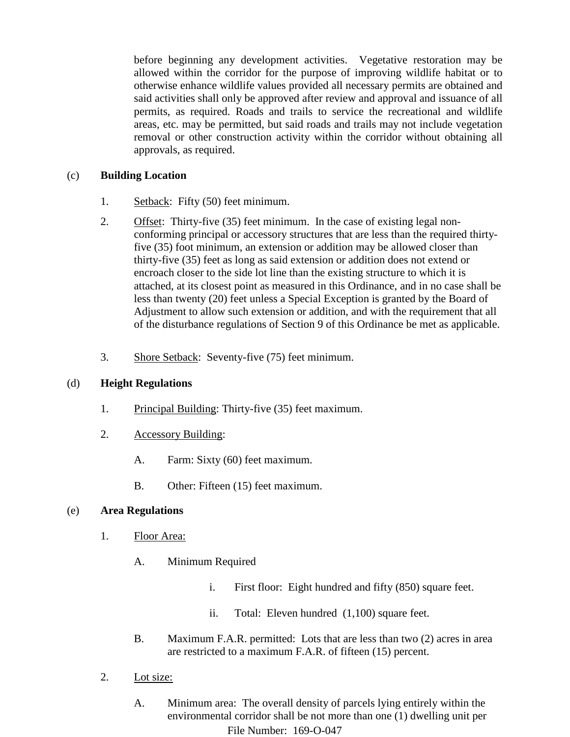before beginning any development activities. Vegetative restoration may be allowed within the corridor for the purpose of improving wildlife habitat or to otherwise enhance wildlife values provided all necessary permits are obtained and said activities shall only be approved after review and approval and issuance of all permits, as required. Roads and trails to service the recreational and wildlife areas, etc. may be permitted, but said roads and trails may not include vegetation removal or other construction activity within the corridor without obtaining all approvals, as required.

(c) **Building Location**

1. Setback: Fifty (50) feet minimum.
2. Offset: Thirty-five (35) feet minimum. In the case of existing legal non-conforming principal or accessory structures that are less than the required thirty-five (35) foot minimum, an extension or addition may be allowed closer than thirty-five (35) feet as long as said extension or addition does not extend or encroach closer to the side lot line than the existing structure to which it is attached, at its closest point as measured in this Ordinance, and in no case shall be less than twenty (20) feet unless a Special Exception is granted by the Board of Adjustment to allow such extension or addition, and with the requirement that all of the disturbance regulations of Section 9 of this Ordinance be met as applicable.
3. Shore Setback: Seventy-five (75) feet minimum.

(d) **Height Regulations**

1. Principal Building: Thirty-five (35) feet maximum.
2. Accessory Building:
   - A. Farm: Sixty (60) feet maximum.
   - B. Other: Fifteen (15) feet maximum.

(e) **Area Regulations**

1. Floor Area:
   - A. Minimum Required
     - i. First floor: Eight hundred and fifty (850) square feet.
     - ii. Total: Eleven hundred (1,100) square feet.
   - B. Maximum F.A.R. permitted: Lots that are less than two (2) acres in area are restricted to a maximum F.A.R. of fifteen (15) percent.
2. Lot size:
   - A. Minimum area: The overall density of parcels lying entirely within the environmental corridor shall be not more than one (1) dwelling unit per

File Number: 169-O-047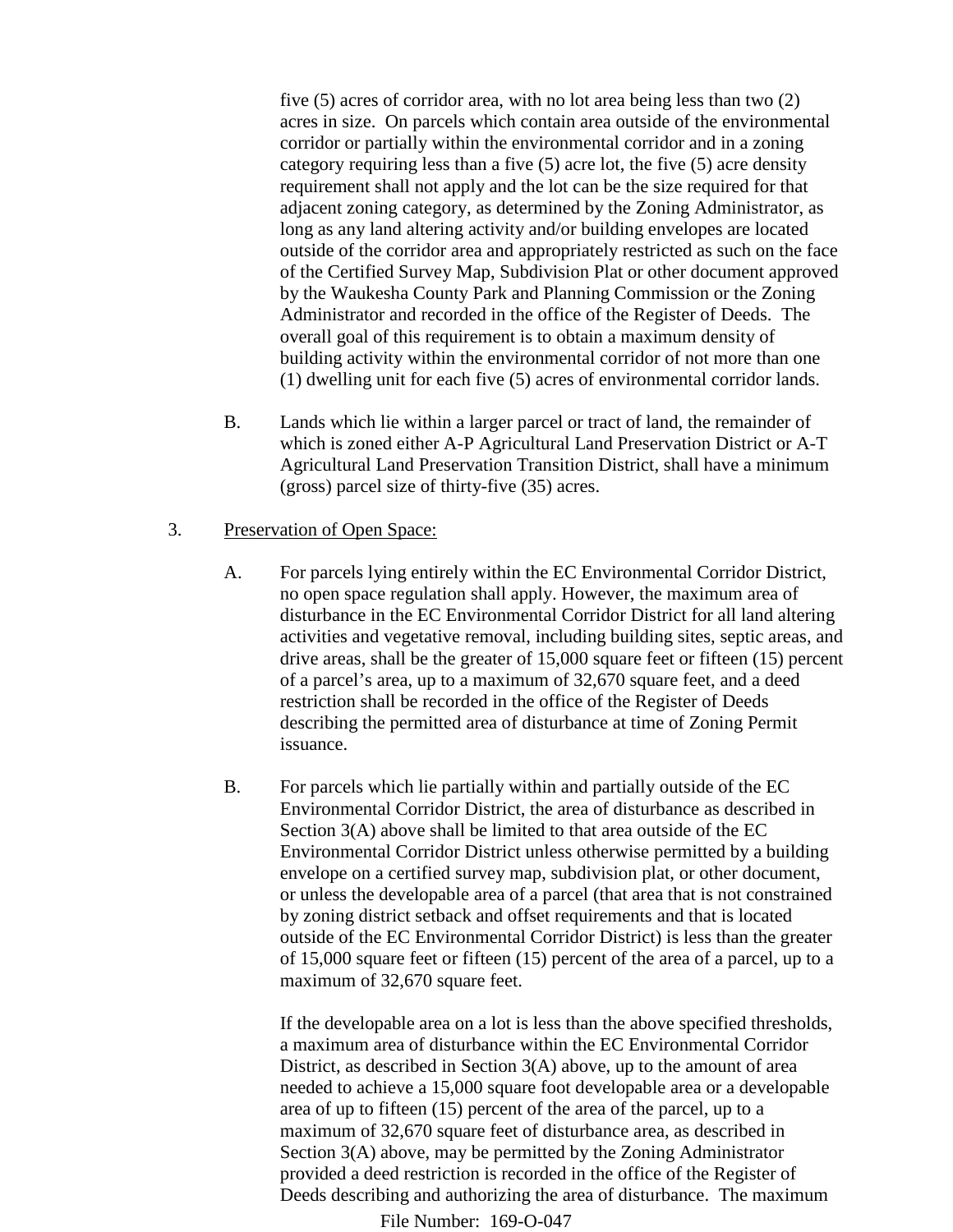five (5) acres of corridor area, with no lot area being less than two (2) acres in size. On parcels which contain area outside of the environmental corridor or partially within the environmental corridor and in a zoning category requiring less than a five (5) acre lot, the five (5) acre density requirement shall not apply and the lot can be the size required for that adjacent zoning category, as determined by the Zoning Administrator, as long as any land altering activity and/or building envelopes are located outside of the corridor area and appropriately restricted as such on the face of the Certified Survey Map, Subdivision Plat or other document approved by the Waukesha County Park and Planning Commission or the Zoning Administrator and recorded in the office of the Register of Deeds. The overall goal of this requirement is to obtain a maximum density of building activity within the environmental corridor of not more than one (1) dwelling unit for each five (5) acres of environmental corridor lands.

B. Lands which lie within a larger parcel or tract of land, the remainder of which is zoned either A-P Agricultural Land Preservation District or A-T Agricultural Land Preservation Transition District, shall have a minimum (gross) parcel size of thirty-five (35) acres.

3. <u>Preservation of Open Space:</u>

A. For parcels lying entirely within the EC Environmental Corridor District, no open space regulation shall apply. However, the maximum area of disturbance in the EC Environmental Corridor District for all land altering activities and vegetative removal, including building sites, septic areas, and drive areas, shall be the greater of 15,000 square feet or fifteen (15) percent of a parcel's area, up to a maximum of 32,670 square feet, and a deed restriction shall be recorded in the office of the Register of Deeds describing the permitted area of disturbance at time of Zoning Permit issuance.

B. For parcels which lie partially within and partially outside of the EC Environmental Corridor District, the area of disturbance as described in Section 3(A) above shall be limited to that area outside of the EC Environmental Corridor District unless otherwise permitted by a building envelope on a certified survey map, subdivision plat, or other document, or unless the developable area of a parcel (that area that is not constrained by zoning district setback and offset requirements and that is located outside of the EC Environmental Corridor District) is less than the greater of 15,000 square feet or fifteen (15) percent of the area of a parcel, up to a maximum of 32,670 square feet.

If the developable area on a lot is less than the above specified thresholds, a maximum area of disturbance within the EC Environmental Corridor District, as described in Section 3(A) above, up to the amount of area needed to achieve a 15,000 square foot developable area or a developable area of up to fifteen (15) percent of the area of the parcel, up to a maximum of 32,670 square feet of disturbance area, as described in Section 3(A) above, may be permitted by the Zoning Administrator provided a deed restriction is recorded in the office of the Register of Deeds describing and authorizing the area of disturbance. The maximum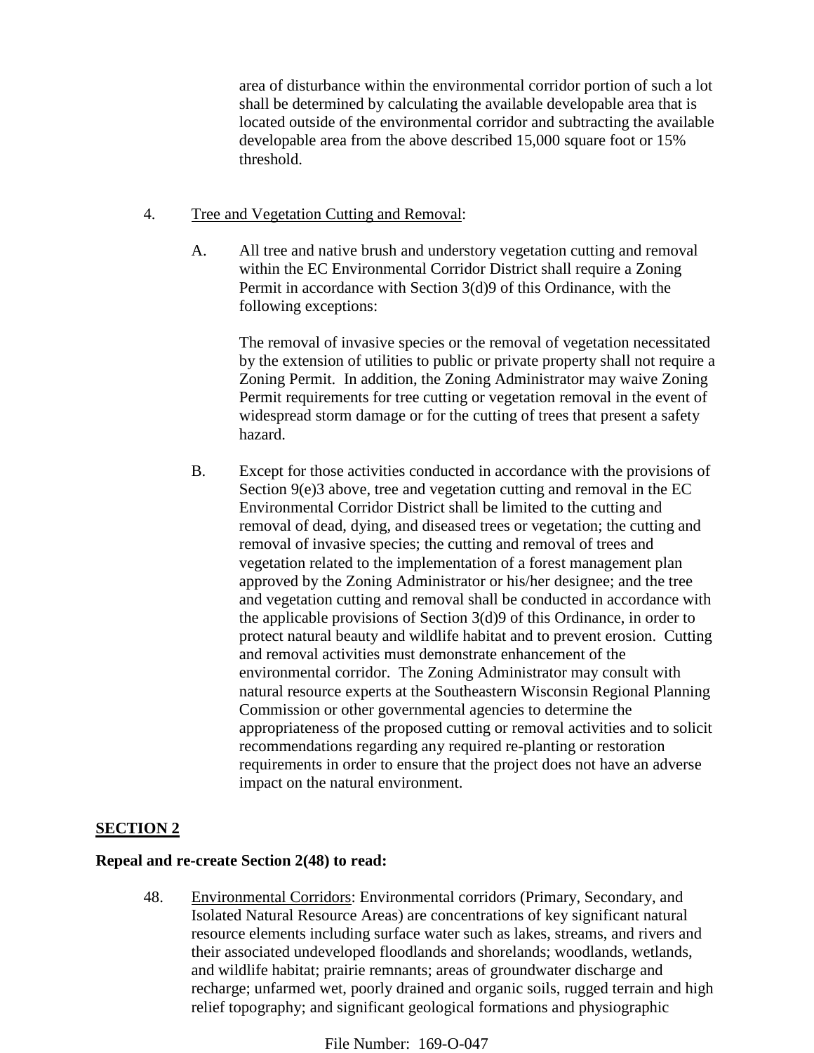area of disturbance within the environmental corridor portion of such a lot shall be determined by calculating the available developable area that is located outside of the environmental corridor and subtracting the available developable area from the above described 15,000 square foot or 15% threshold.

4. Tree and Vegetation Cutting and Removal:

   A. All tree and native brush and understory vegetation cutting and removal within the EC Environmental Corridor District shall require a Zoning Permit in accordance with Section 3(d)9 of this Ordinance, with the following exceptions:

      The removal of invasive species or the removal of vegetation necessitated by the extension of utilities to public or private property shall not require a Zoning Permit. In addition, the Zoning Administrator may waive Zoning Permit requirements for tree cutting or vegetation removal in the event of widespread storm damage or for the cutting of trees that present a safety hazard.

   B. Except for those activities conducted in accordance with the provisions of Section 9(e)3 above, tree and vegetation cutting and removal in the EC Environmental Corridor District shall be limited to the cutting and removal of dead, dying, and diseased trees or vegetation; the cutting and removal of invasive species; the cutting and removal of trees and vegetation related to the implementation of a forest management plan approved by the Zoning Administrator or his/her designee; and the tree and vegetation cutting and removal shall be conducted in accordance with the applicable provisions of Section 3(d)9 of this Ordinance, in order to protect natural beauty and wildlife habitat and to prevent erosion. Cutting and removal activities must demonstrate enhancement of the environmental corridor. The Zoning Administrator may consult with natural resource experts at the Southeastern Wisconsin Regional Planning Commission or other governmental agencies to determine the appropriateness of the proposed cutting or removal activities and to solicit recommendations regarding any required re-planting or restoration requirements in order to ensure that the project does not have an adverse impact on the natural environment.

## SECTION 2

**Repeal and re-create Section 2(48) to read:**

48. Environmental Corridors: Environmental corridors (Primary, Secondary, and Isolated Natural Resource Areas) are concentrations of key significant natural resource elements including surface water such as lakes, streams, and rivers and their associated undeveloped floodlands and shorelands; woodlands, wetlands, and wildlife habitat; prairie remnants; areas of groundwater discharge and recharge; unfarmed wet, poorly drained and organic soils, rugged terrain and high relief topography; and significant geological formations and physiographic

File Number: 169-O-047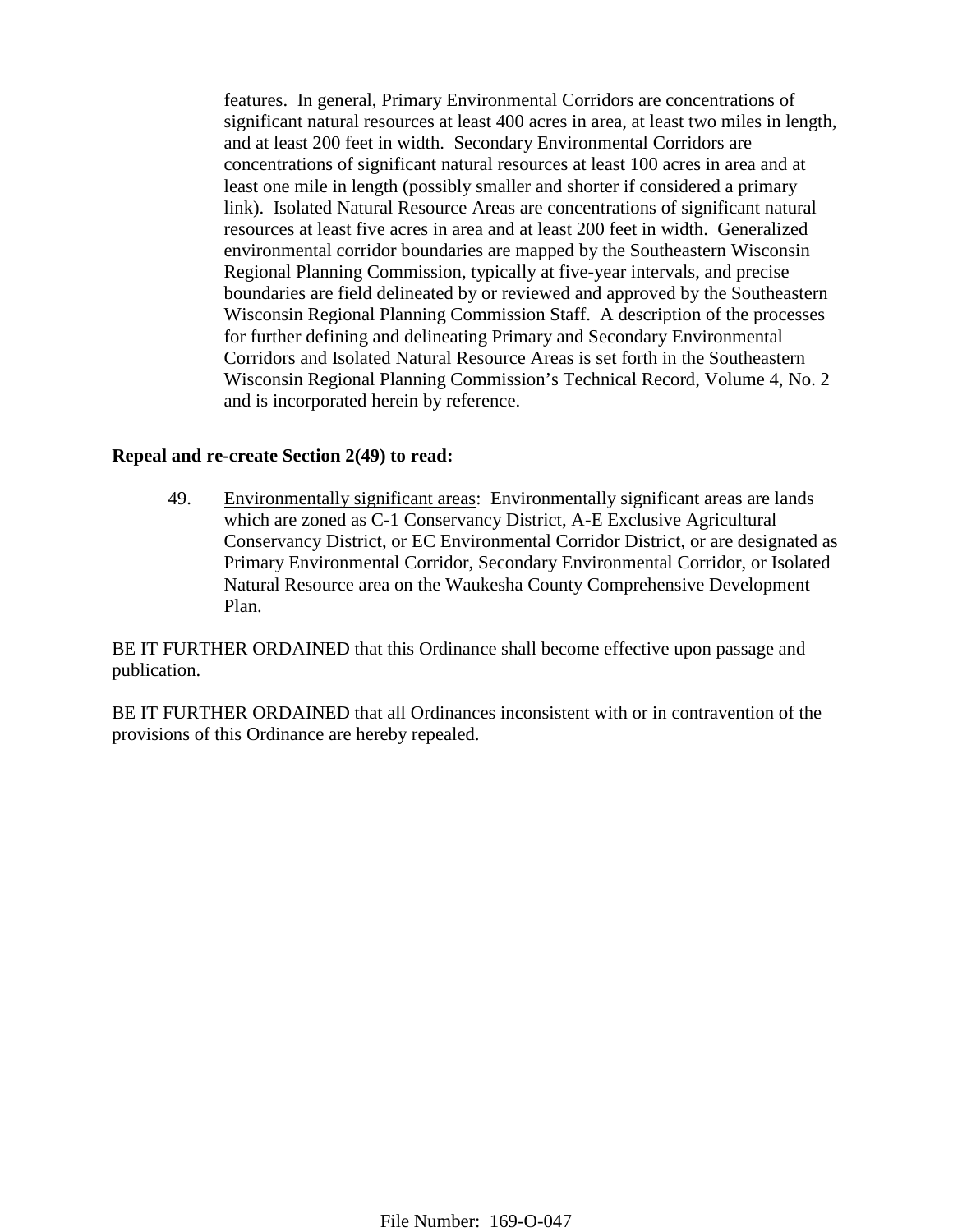features. In general, Primary Environmental Corridors are concentrations of significant natural resources at least 400 acres in area, at least two miles in length, and at least 200 feet in width. Secondary Environmental Corridors are concentrations of significant natural resources at least 100 acres in area and at least one mile in length (possibly smaller and shorter if considered a primary link). Isolated Natural Resource Areas are concentrations of significant natural resources at least five acres in area and at least 200 feet in width. Generalized environmental corridor boundaries are mapped by the Southeastern Wisconsin Regional Planning Commission, typically at five-year intervals, and precise boundaries are field delineated by or reviewed and approved by the Southeastern Wisconsin Regional Planning Commission Staff. A description of the processes for further defining and delineating Primary and Secondary Environmental Corridors and Isolated Natural Resource Areas is set forth in the Southeastern Wisconsin Regional Planning Commission's Technical Record, Volume 4, No. 2 and is incorporated herein by reference.

**Repeal and re-create Section 2(49) to read:**

49. <u>Environmentally significant areas</u>: Environmentally significant areas are lands which are zoned as C-1 Conservancy District, A-E Exclusive Agricultural Conservancy District, or EC Environmental Corridor District, or are designated as Primary Environmental Corridor, Secondary Environmental Corridor, or Isolated Natural Resource area on the Waukesha County Comprehensive Development Plan.

BE IT FURTHER ORDAINED that this Ordinance shall become effective upon passage and publication.

BE IT FURTHER ORDAINED that all Ordinances inconsistent with or in contravention of the provisions of this Ordinance are hereby repealed.

File Number: 169-O-047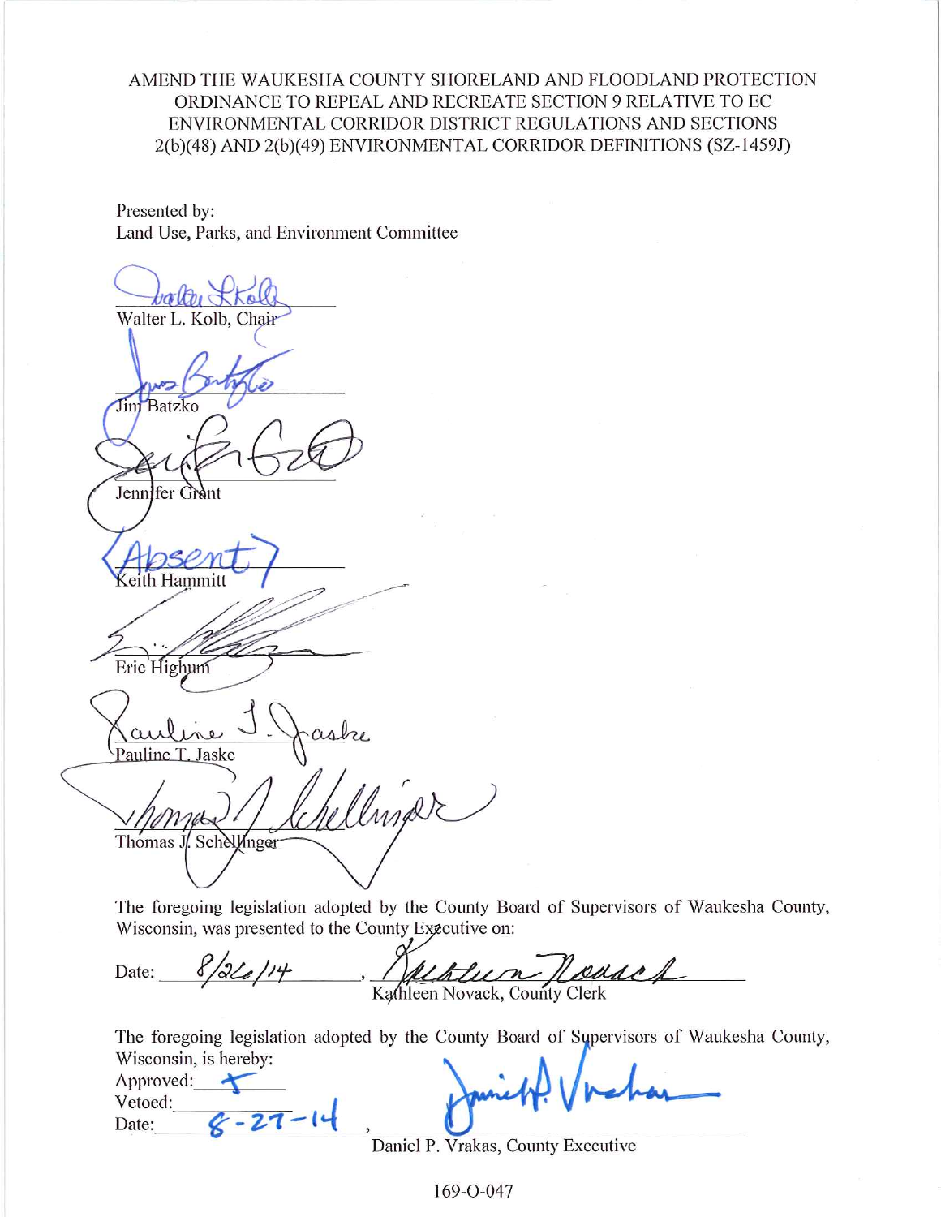AMEND THE WAUKESHA COUNTY SHORELAND AND FLOODLAND PROTECTION ORDINANCE TO REPEAL AND RECREATE SECTION 9 RELATIVE TO EC ENVIRONMENTAL CORRIDOR DISTRICT REGULATIONS AND SECTIONS 2(b)(48) AND 2(b)(49) ENVIRONMENTAL CORRIDOR DEFINITIONS (SZ-1459J)

Presented by:
Land Use, Parks, and Environment Committee

Walter L. Kolb, Chair

Jim Batzko

Jennifer Grant

(Absent)
Keith Hammitt

Eric Highum

Pauline T. Jaske

Thomas J. Schellinger

The foregoing legislation adopted by the County Board of Supervisors of Waukesha County, Wisconsin, was presented to the County Executive on:

Date: 8/26/14, Kathleen Novack, County Clerk

The foregoing legislation adopted by the County Board of Supervisors of Waukesha County, Wisconsin, is hereby:

Approved: X
Vetoed: 
Date: 8-27-14, Daniel P. Vrakas, County Executive

169-O-047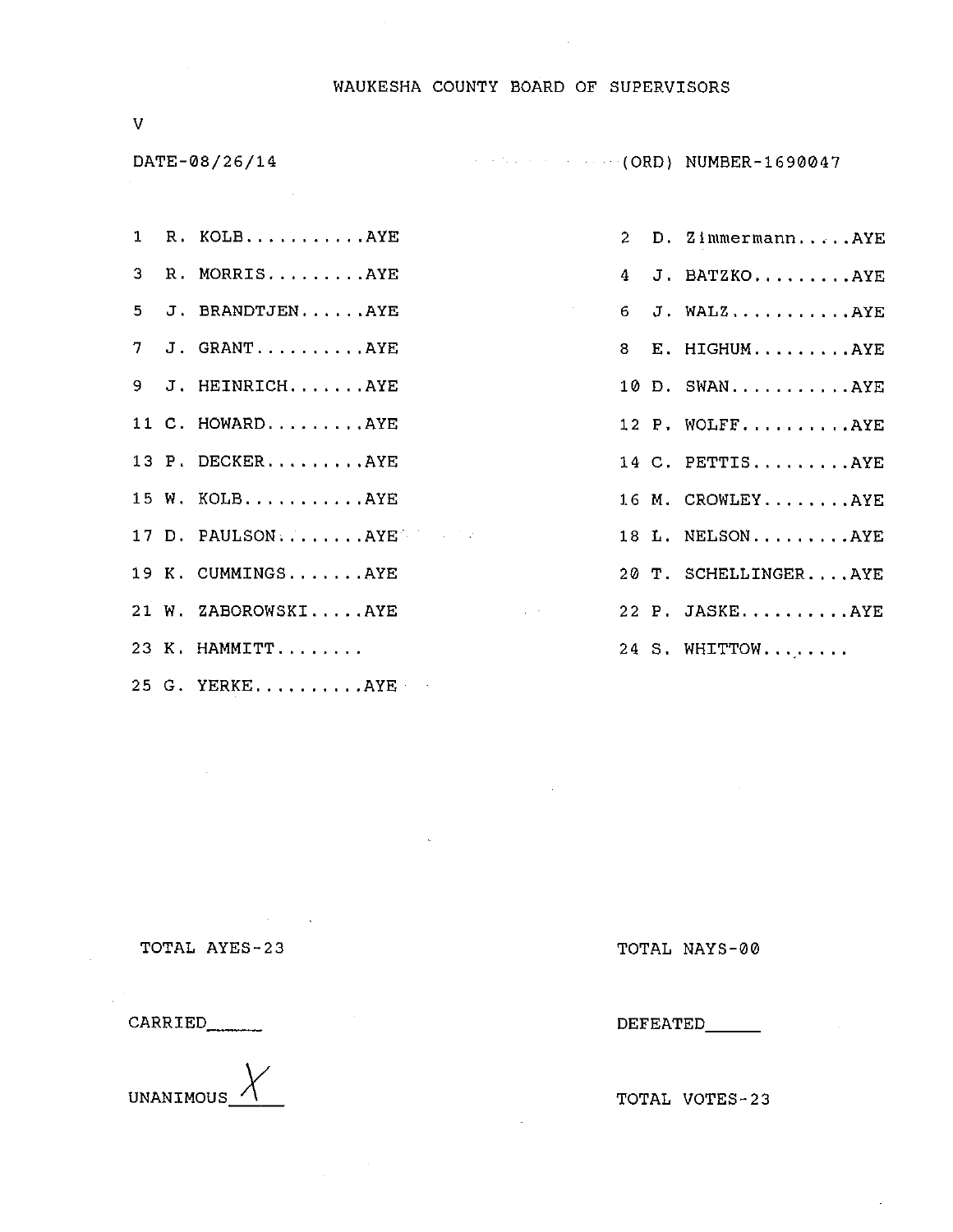# WAUKESHA COUNTY BOARD OF SUPERVISORS

V

DATE-08/26/14 (ORD) NUMBER-1690047

| | | | |
|---|---|---|---|
| 1 | R. KOLB...........AYE | 2 | D. Zimmermann.....AYE |
| 3 | R. MORRIS.........AYE | 4 | J. BATZKO.........AYE |
| 5 | J. BRANDTJEN......AYE | 6 | J. WALZ...........AYE |
| 7 | J. GRANT..........AYE | 8 | E. HIGHUM.........AYE |
| 9 | J. HEINRICH.......AYE | 10 | D. SWAN...........AYE |
| 11 | C. HOWARD.........AYE | 12 | P. WOLFF..........AYE |
| 13 | P. DECKER.........AYE | 14 | C. PETTIS.........AYE |
| 15 | W. KOLB...........AYE | 16 | M. CROWLEY........AYE |
| 17 | D. PAULSON........AYE | 18 | L. NELSON.........AYE |
| 19 | K. CUMMINGS.......AYE | 20 | T. SCHELLINGER....AYE |
| 21 | W. ZABOROWSKI.....AYE | 22 | P. JASKE..........AYE |
| 23 | K. HAMMITT........ | 24 | S. WHITTOW........ |
| 25 | G. YERKE..........AYE | | |

TOTAL AYES-23 TOTAL NAYS-00

CARRIED_____ DEFEATED_____

UNANIMOUS X TOTAL VOTES-23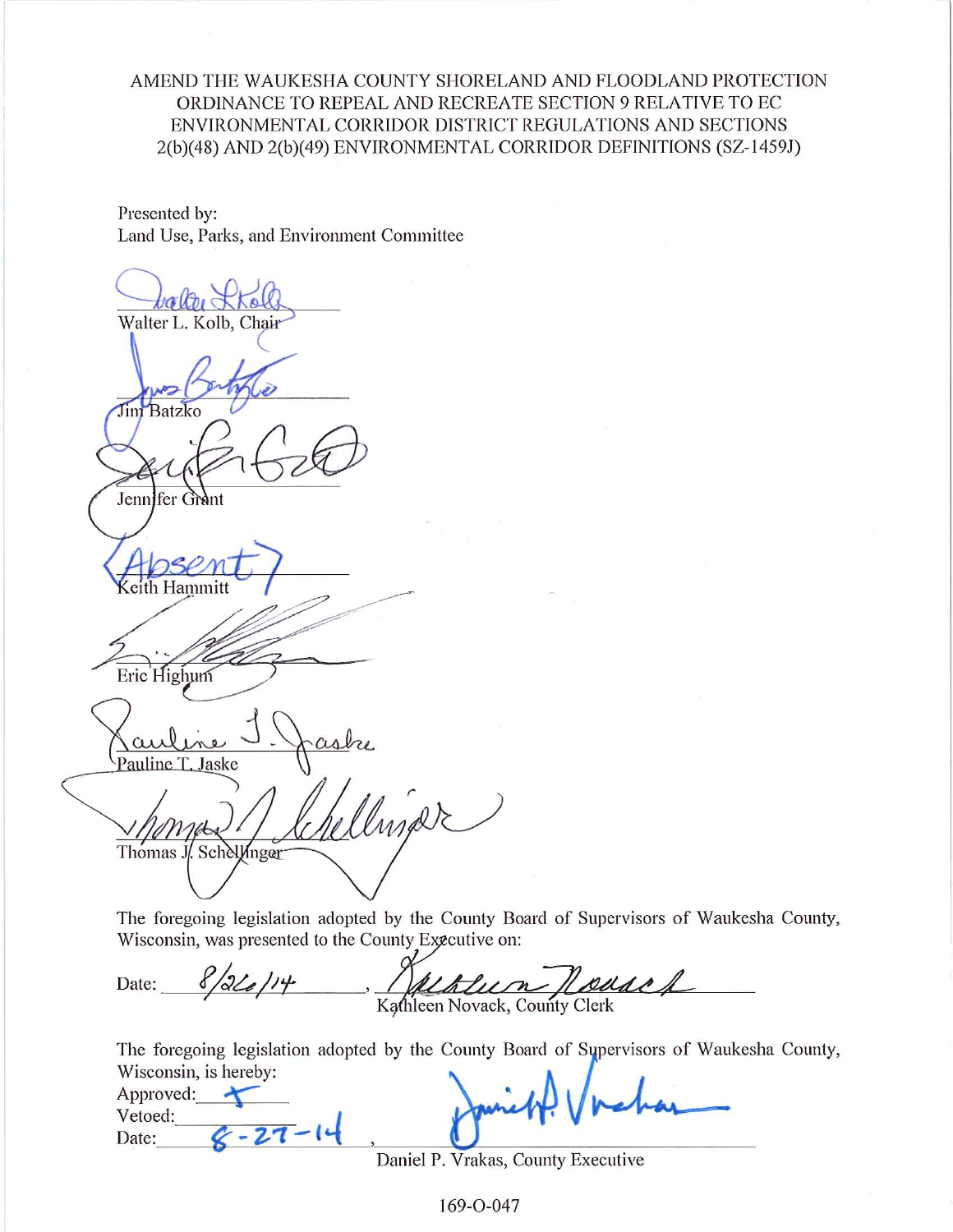AMEND THE WAUKESHA COUNTY SHORELAND AND FLOODLAND PROTECTION ORDINANCE TO REPEAL AND RECREATE SECTION 9 RELATIVE TO EC ENVIRONMENTAL CORRIDOR DISTRICT REGULATIONS AND SECTIONS 2(b)(48) AND 2(b)(49) ENVIRONMENTAL CORRIDOR DEFINITIONS (SZ-1459J)

Presented by:
Land Use, Parks, and Environment Committee

Walter L. Kolb, Chair

Jim Batzko

Jennifer Grant

(Absent)
Keith Hammitt

Eric Highum

Pauline T. Jaske

Thomas J. Schellinger

The foregoing legislation adopted by the County Board of Supervisors of Waukesha County, Wisconsin, was presented to the County Executive on:

Date: 8/26/14, Kathleen Novack, County Clerk

The foregoing legislation adopted by the County Board of Supervisors of Waukesha County, Wisconsin, is hereby:

Approved: X
Vetoed: 
Date: 8-27-14, Daniel P. Vrakas, County Executive

169-O-047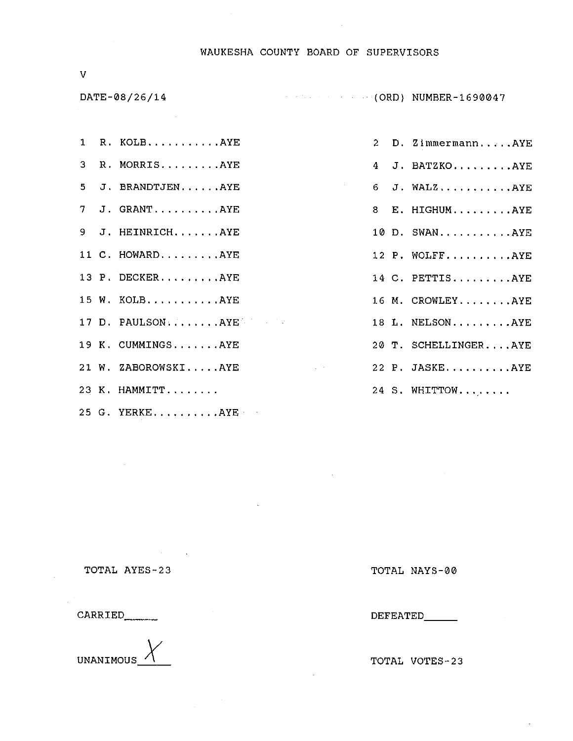# WAUKESHA COUNTY BOARD OF SUPERVISORS

V

DATE-08/26/14 (ORD) NUMBER-1690047

| | |
|---|---|
| 1 R. KOLB...........AYE | 2 D. Zimmermann.....AYE |
| 3 R. MORRIS.........AYE | 4 J. BATZKO.........AYE |
| 5 J. BRANDTJEN......AYE | 6 J. WALZ...........AYE |
| 7 J. GRANT..........AYE | 8 E. HIGHUM.........AYE |
| 9 J. HEINRICH.......AYE | 10 D. SWAN...........AYE |
| 11 C. HOWARD.........AYE | 12 P. WOLFF..........AYE |
| 13 P. DECKER.........AYE | 14 C. PETTIS.........AYE |
| 15 W. KOLB...........AYE | 16 M. CROWLEY........AYE |
| 17 D. PAULSON........AYE | 18 L. NELSON.........AYE |
| 19 K. CUMMINGS.......AYE | 20 T. SCHELLINGER....AYE |
| 21 W. ZABOROWSKI.....AYE | 22 P. JASKE..........AYE |
| 23 K. HAMMITT........ | 24 S. WHITTOW........ |
| 25 G. YERKE..........AYE | |

TOTAL AYES-23

TOTAL NAYS-00

CARRIED______

DEFEATED______

UNANIMOUS X

TOTAL VOTES-23